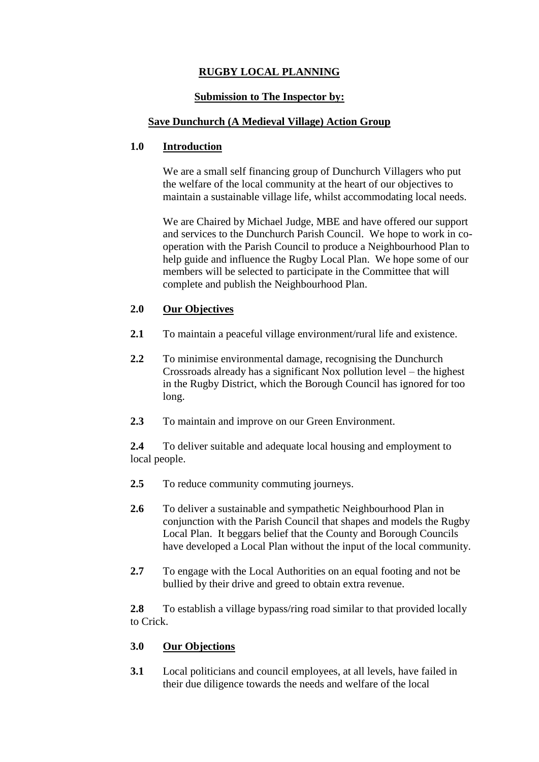# RUGBY LOCAL PLANNING

## Submission to The Inspector by:

## Save Dunchurch (A Medieval Village) Action Group

## 1.0 Introduction

We are a small self financing group of Dunchurch Villagers who put the welfare of the local community at the heart of our objectives to maintain a sustainable village life, whilst accommodating local needs.

We are Chaired by Michael Judge, MBE and have offered our support and services to the Dunchurch Parish Council. We hope to work in co-operation with the Parish Council to produce a Neighbourhood Plan to help guide and influence the Rugby Local Plan. We hope some of our members will be selected to participate in the Committee that will complete and publish the Neighbourhood Plan.

## 2.0 Our Objectives

**2.1** To maintain a peaceful village environment/rural life and existence.

**2.2** To minimise environmental damage, recognising the Dunchurch Crossroads already has a significant Nox pollution level – the highest in the Rugby District, which the Borough Council has ignored for too long.

**2.3** To maintain and improve on our Green Environment.

**2.4** To deliver suitable and adequate local housing and employment to local people.

**2.5** To reduce community commuting journeys.

**2.6** To deliver a sustainable and sympathetic Neighbourhood Plan in conjunction with the Parish Council that shapes and models the Rugby Local Plan. It beggars belief that the County and Borough Councils have developed a Local Plan without the input of the local community.

**2.7** To engage with the Local Authorities on an equal footing and not be bullied by their drive and greed to obtain extra revenue.

**2.8** To establish a village bypass/ring road similar to that provided locally to Crick.

## 3.0 Our Objections

**3.1** Local politicians and council employees, at all levels, have failed in their due diligence towards the needs and welfare of the local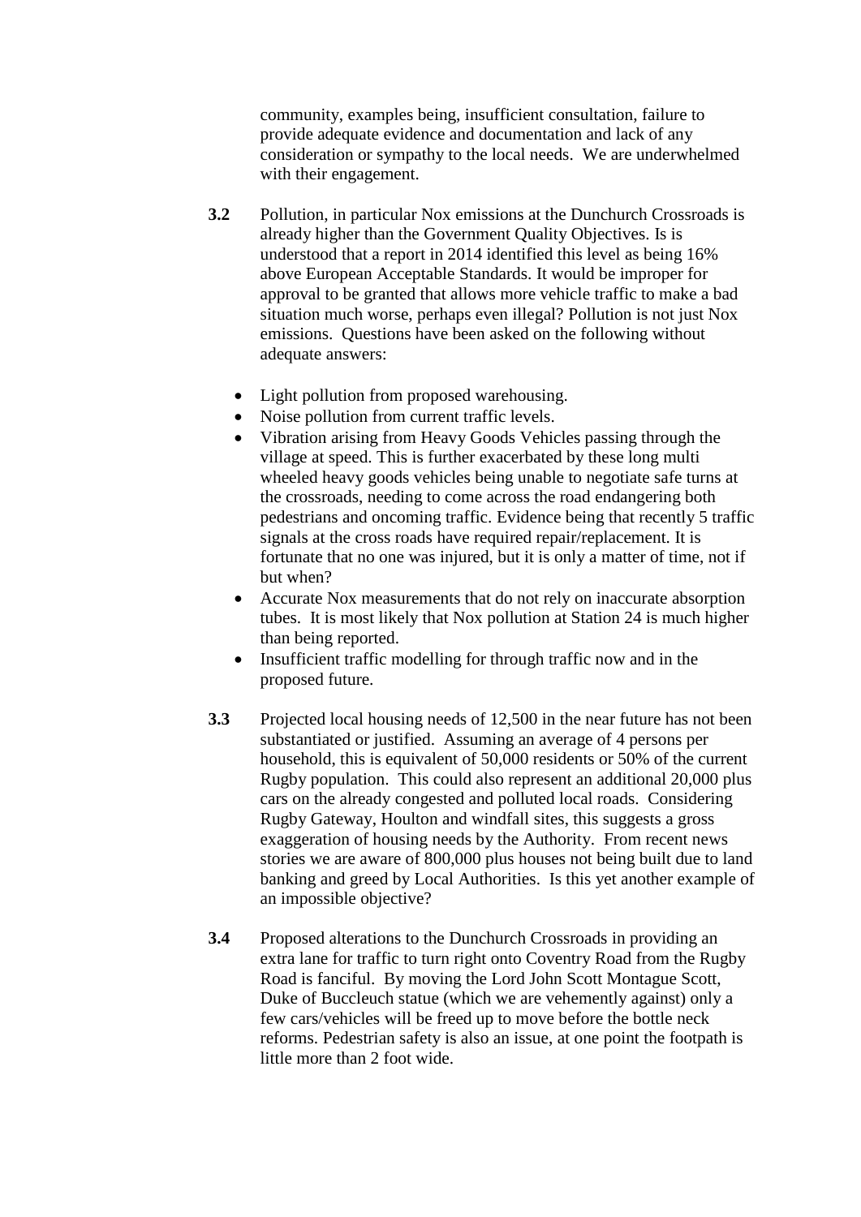community, examples being, insufficient consultation, failure to provide adequate evidence and documentation and lack of any consideration or sympathy to the local needs. We are underwhelmed with their engagement.

**3.2** Pollution, in particular Nox emissions at the Dunchurch Crossroads is already higher than the Government Quality Objectives. Is is understood that a report in 2014 identified this level as being 16% above European Acceptable Standards. It would be improper for approval to be granted that allows more vehicle traffic to make a bad situation much worse, perhaps even illegal? Pollution is not just Nox emissions. Questions have been asked on the following without adequate answers:

- Light pollution from proposed warehousing.
- Noise pollution from current traffic levels.
- Vibration arising from Heavy Goods Vehicles passing through the village at speed. This is further exacerbated by these long multi wheeled heavy goods vehicles being unable to negotiate safe turns at the crossroads, needing to come across the road endangering both pedestrians and oncoming traffic. Evidence being that recently 5 traffic signals at the cross roads have required repair/replacement. It is fortunate that no one was injured, but it is only a matter of time, not if but when?
- Accurate Nox measurements that do not rely on inaccurate absorption tubes. It is most likely that Nox pollution at Station 24 is much higher than being reported.
- Insufficient traffic modelling for through traffic now and in the proposed future.

**3.3** Projected local housing needs of 12,500 in the near future has not been substantiated or justified. Assuming an average of 4 persons per household, this is equivalent of 50,000 residents or 50% of the current Rugby population. This could also represent an additional 20,000 plus cars on the already congested and polluted local roads. Considering Rugby Gateway, Houlton and windfall sites, this suggests a gross exaggeration of housing needs by the Authority. From recent news stories we are aware of 800,000 plus houses not being built due to land banking and greed by Local Authorities. Is this yet another example of an impossible objective?

**3.4** Proposed alterations to the Dunchurch Crossroads in providing an extra lane for traffic to turn right onto Coventry Road from the Rugby Road is fanciful. By moving the Lord John Scott Montague Scott, Duke of Buccleuch statue (which we are vehemently against) only a few cars/vehicles will be freed up to move before the bottle neck reforms. Pedestrian safety is also an issue, at one point the footpath is little more than 2 foot wide.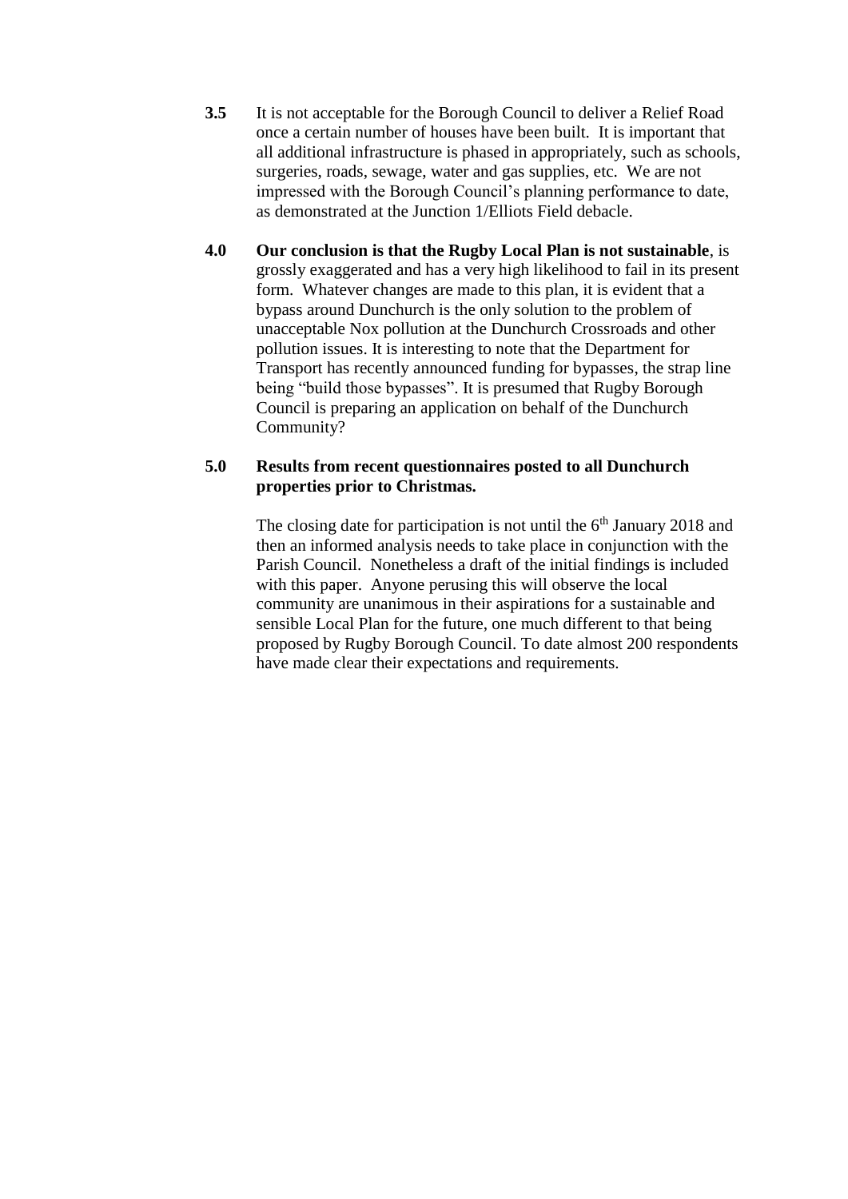**3.5** It is not acceptable for the Borough Council to deliver a Relief Road once a certain number of houses have been built. It is important that all additional infrastructure is phased in appropriately, such as schools, surgeries, roads, sewage, water and gas supplies, etc. We are not impressed with the Borough Council's planning performance to date, as demonstrated at the Junction 1/Elliots Field debacle.

**4.0** **Our conclusion is that the Rugby Local Plan is not sustainable**, is grossly exaggerated and has a very high likelihood to fail in its present form. Whatever changes are made to this plan, it is evident that a bypass around Dunchurch is the only solution to the problem of unacceptable Nox pollution at the Dunchurch Crossroads and other pollution issues. It is interesting to note that the Department for Transport has recently announced funding for bypasses, the strap line being "build those bypasses". It is presumed that Rugby Borough Council is preparing an application on behalf of the Dunchurch Community?

**5.0** **Results from recent questionnaires posted to all Dunchurch properties prior to Christmas.**

The closing date for participation is not until the 6th January 2018 and then an informed analysis needs to take place in conjunction with the Parish Council. Nonetheless a draft of the initial findings is included with this paper. Anyone perusing this will observe the local community are unanimous in their aspirations for a sustainable and sensible Local Plan for the future, one much different to that being proposed by Rugby Borough Council. To date almost 200 respondents have made clear their expectations and requirements.